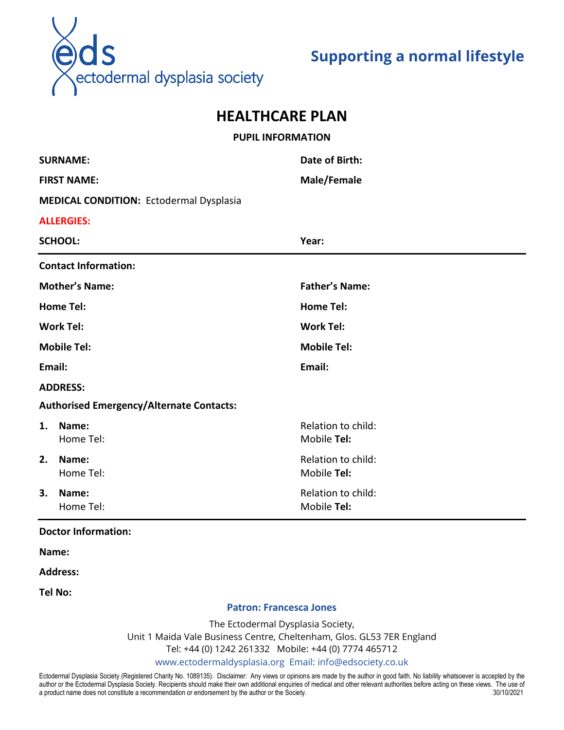eds
ectodermal dysplasia society

**Supporting a normal lifestyle**

# HEALTHCARE PLAN

**PUPIL INFORMATION**

**SURNAME:**

**Date of Birth:**

**FIRST NAME:**

**Male/Female**

**MEDICAL CONDITION:** Ectodermal Dysplasia

**ALLERGIES:**

**SCHOOL:**

**Year:**

---

**Contact Information:**

**Mother's Name:**

**Home Tel:**

**Work Tel:**

**Mobile Tel:**

**Email:**

**Father's Name:**

**Home Tel:**

**Work Tel:**

**Mobile Tel:**

**Email:**

**ADDRESS:**

**Authorised Emergency/Alternate Contacts:**

1. **Name:**
   Home Tel:
   Relation to child:
   Mobile **Tel:**
2. **Name:**
   Home Tel:
   Relation to child:
   Mobile **Tel:**
3. **Name:**
   Home Tel:
   Relation to child:
   Mobile **Tel:**

---

**Doctor Information:**

**Name:**

**Address:**

**Tel No:**

**Patron: Francesca Jones**

The Ectodermal Dysplasia Society,
Unit 1 Maida Vale Business Centre, Cheltenham, Glos. GL53 7ER England
Tel: +44 (0) 1242 261332 Mobile: +44 (0) 7774 465712
www.ectodermaldysplasia.org Email: info@edsociety.co.uk

Ectodermal Dysplasia Society (Registered Charity No. 1089135). Disclaimer: Any views or opinions are made by the author in good faith. No liability whatsoever is accepted by the author or the Ectodermal Dysplasia Society. Recipients should make their own additional enquiries of medical and other relevant authorities before acting on these views. The use of a product name does not constitute a recommendation or endorsement by the author or the Society. 30/10/2021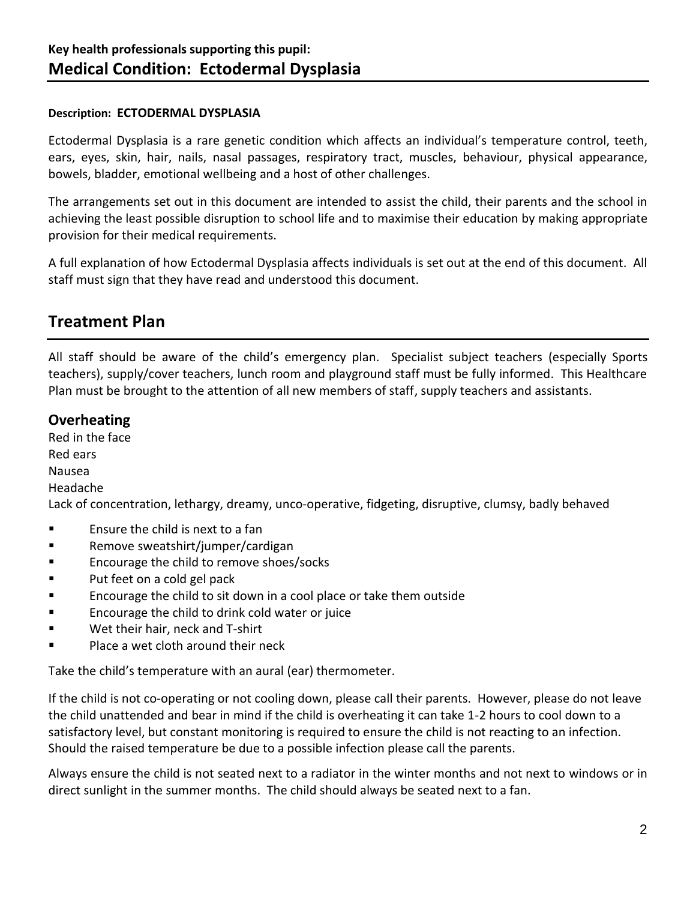**Key health professionals supporting this pupil:**

## Medical Condition: Ectodermal Dysplasia

**Description: ECTODERMAL DYSPLASIA**

Ectodermal Dysplasia is a rare genetic condition which affects an individual's temperature control, teeth, ears, eyes, skin, hair, nails, nasal passages, respiratory tract, muscles, behaviour, physical appearance, bowels, bladder, emotional wellbeing and a host of other challenges.

The arrangements set out in this document are intended to assist the child, their parents and the school in achieving the least possible disruption to school life and to maximise their education by making appropriate provision for their medical requirements.

A full explanation of how Ectodermal Dysplasia affects individuals is set out at the end of this document. All staff must sign that they have read and understood this document.

## Treatment Plan

All staff should be aware of the child's emergency plan. Specialist subject teachers (especially Sports teachers), supply/cover teachers, lunch room and playground staff must be fully informed. This Healthcare Plan must be brought to the attention of all new members of staff, supply teachers and assistants.

### Overheating

Red in the face
Red ears
Nausea
Headache
Lack of concentration, lethargy, dreamy, unco-operative, fidgeting, disruptive, clumsy, badly behaved

- Ensure the child is next to a fan
- Remove sweatshirt/jumper/cardigan
- Encourage the child to remove shoes/socks
- Put feet on a cold gel pack
- Encourage the child to sit down in a cool place or take them outside
- Encourage the child to drink cold water or juice
- Wet their hair, neck and T-shirt
- Place a wet cloth around their neck

Take the child's temperature with an aural (ear) thermometer.

If the child is not co-operating or not cooling down, please call their parents. However, please do not leave the child unattended and bear in mind if the child is overheating it can take 1-2 hours to cool down to a satisfactory level, but constant monitoring is required to ensure the child is not reacting to an infection. Should the raised temperature be due to a possible infection please call the parents.

Always ensure the child is not seated next to a radiator in the winter months and not next to windows or in direct sunlight in the summer months. The child should always be seated next to a fan.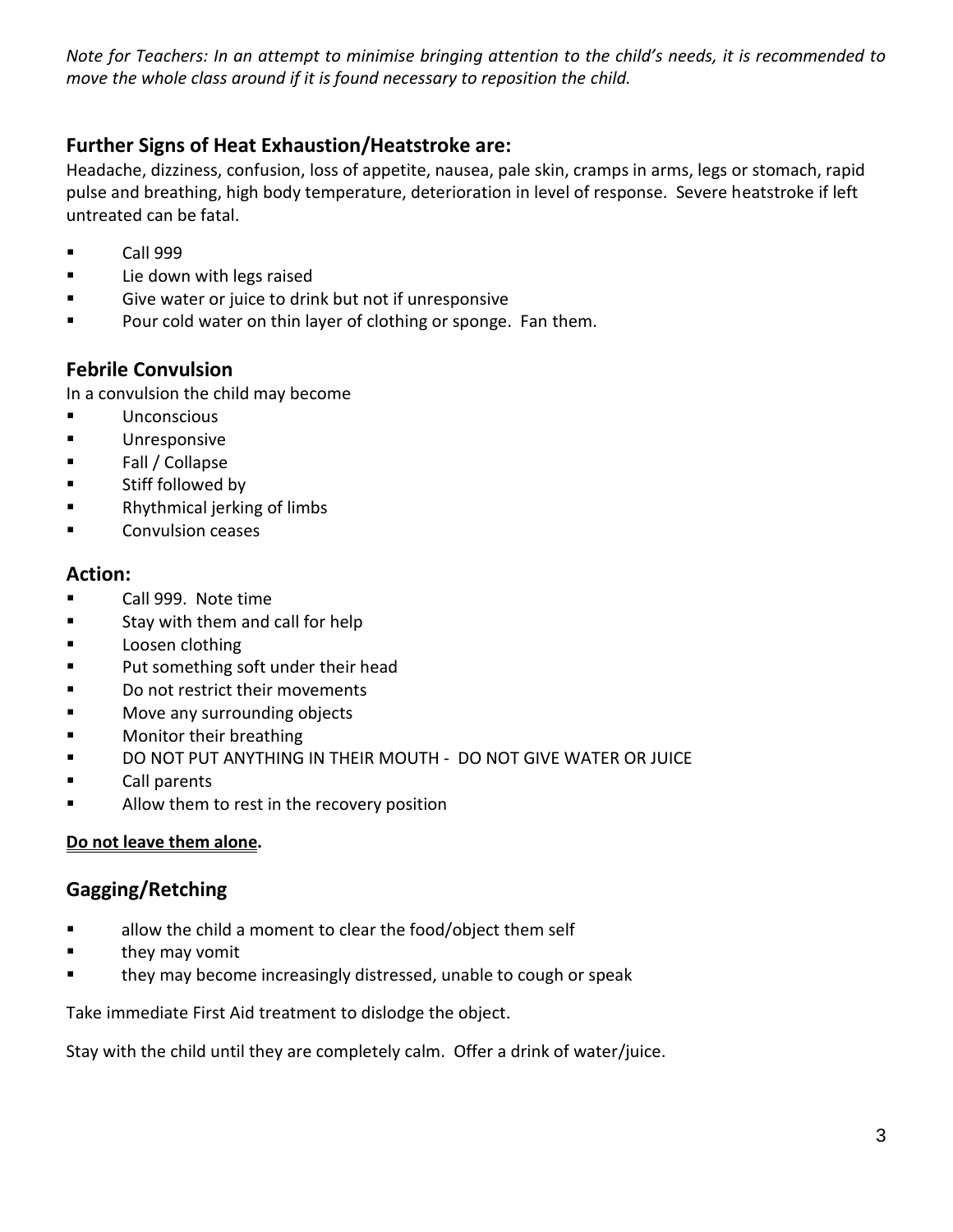*Note for Teachers: In an attempt to minimise bringing attention to the child's needs, it is recommended to move the whole class around if it is found necessary to reposition the child.*

## Further Signs of Heat Exhaustion/Heatstroke are:

Headache, dizziness, confusion, loss of appetite, nausea, pale skin, cramps in arms, legs or stomach, rapid pulse and breathing, high body temperature, deterioration in level of response. Severe heatstroke if left untreated can be fatal.

- Call 999
- Lie down with legs raised
- Give water or juice to drink but not if unresponsive
- Pour cold water on thin layer of clothing or sponge. Fan them.

## Febrile Convulsion

In a convulsion the child may become

- Unconscious
- Unresponsive
- Fall / Collapse
- Stiff followed by
- Rhythmical jerking of limbs
- Convulsion ceases

## Action:

- Call 999. Note time
- Stay with them and call for help
- Loosen clothing
- Put something soft under their head
- Do not restrict their movements
- Move any surrounding objects
- Monitor their breathing
- DO NOT PUT ANYTHING IN THEIR MOUTH - DO NOT GIVE WATER OR JUICE
- Call parents
- Allow them to rest in the recovery position

**Do not leave them alone.**

## Gagging/Retching

- allow the child a moment to clear the food/object them self
- they may vomit
- they may become increasingly distressed, unable to cough or speak

Take immediate First Aid treatment to dislodge the object.

Stay with the child until they are completely calm. Offer a drink of water/juice.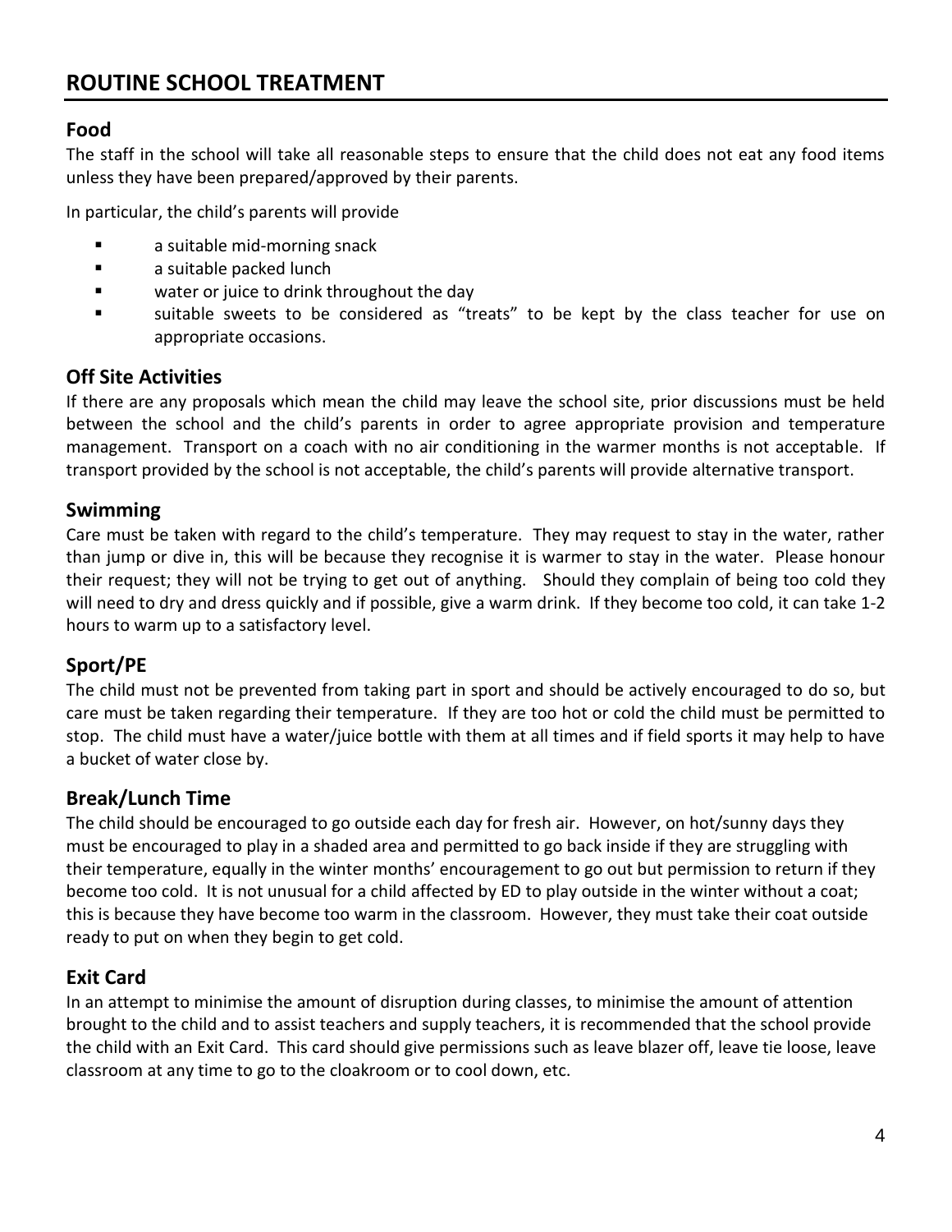# ROUTINE SCHOOL TREATMENT

## Food

The staff in the school will take all reasonable steps to ensure that the child does not eat any food items unless they have been prepared/approved by their parents.

In particular, the child's parents will provide

- a suitable mid-morning snack
- a suitable packed lunch
- water or juice to drink throughout the day
- suitable sweets to be considered as "treats" to be kept by the class teacher for use on appropriate occasions.

## Off Site Activities

If there are any proposals which mean the child may leave the school site, prior discussions must be held between the school and the child's parents in order to agree appropriate provision and temperature management. Transport on a coach with no air conditioning in the warmer months is not acceptable. If transport provided by the school is not acceptable, the child's parents will provide alternative transport.

## Swimming

Care must be taken with regard to the child's temperature. They may request to stay in the water, rather than jump or dive in, this will be because they recognise it is warmer to stay in the water. Please honour their request; they will not be trying to get out of anything. Should they complain of being too cold they will need to dry and dress quickly and if possible, give a warm drink. If they become too cold, it can take 1-2 hours to warm up to a satisfactory level.

## Sport/PE

The child must not be prevented from taking part in sport and should be actively encouraged to do so, but care must be taken regarding their temperature. If they are too hot or cold the child must be permitted to stop. The child must have a water/juice bottle with them at all times and if field sports it may help to have a bucket of water close by.

## Break/Lunch Time

The child should be encouraged to go outside each day for fresh air. However, on hot/sunny days they must be encouraged to play in a shaded area and permitted to go back inside if they are struggling with their temperature, equally in the winter months' encouragement to go out but permission to return if they become too cold. It is not unusual for a child affected by ED to play outside in the winter without a coat; this is because they have become too warm in the classroom. However, they must take their coat outside ready to put on when they begin to get cold.

## Exit Card

In an attempt to minimise the amount of disruption during classes, to minimise the amount of attention brought to the child and to assist teachers and supply teachers, it is recommended that the school provide the child with an Exit Card. This card should give permissions such as leave blazer off, leave tie loose, leave classroom at any time to go to the cloakroom or to cool down, etc.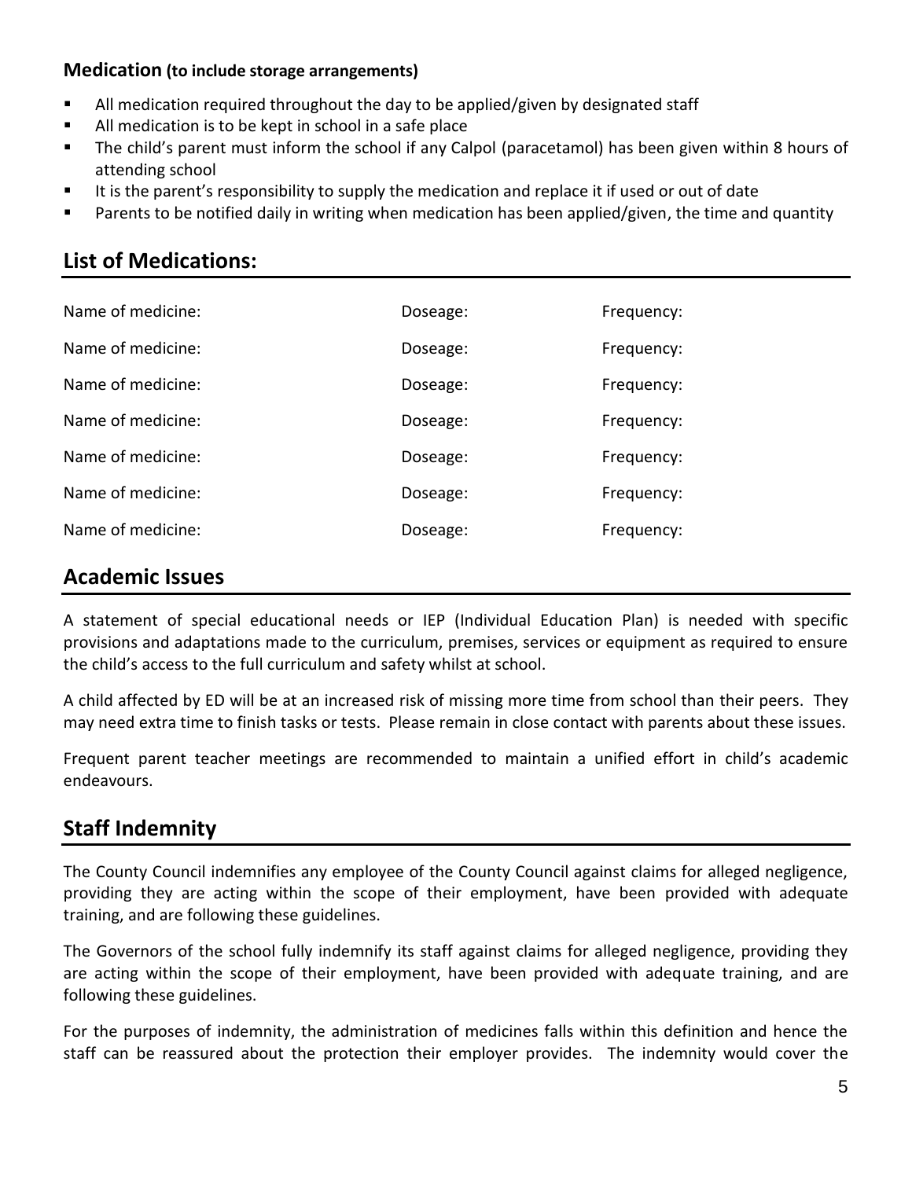**Medication (to include storage arrangements)**

- All medication required throughout the day to be applied/given by designated staff
- All medication is to be kept in school in a safe place
- The child's parent must inform the school if any Calpol (paracetamol) has been given within 8 hours of attending school
- It is the parent's responsibility to supply the medication and replace it if used or out of date
- Parents to be notified daily in writing when medication has been applied/given, the time and quantity

## List of Medications:

| Name of medicine: | Doseage: | Frequency: |
|---|---|---|
| Name of medicine: | Doseage: | Frequency: |
| Name of medicine: | Doseage: | Frequency: |
| Name of medicine: | Doseage: | Frequency: |
| Name of medicine: | Doseage: | Frequency: |
| Name of medicine: | Doseage: | Frequency: |
| Name of medicine: | Doseage: | Frequency: |

## Academic Issues

A statement of special educational needs or IEP (Individual Education Plan) is needed with specific provisions and adaptations made to the curriculum, premises, services or equipment as required to ensure the child's access to the full curriculum and safety whilst at school.

A child affected by ED will be at an increased risk of missing more time from school than their peers. They may need extra time to finish tasks or tests. Please remain in close contact with parents about these issues.

Frequent parent teacher meetings are recommended to maintain a unified effort in child's academic endeavours.

## Staff Indemnity

The County Council indemnifies any employee of the County Council against claims for alleged negligence, providing they are acting within the scope of their employment, have been provided with adequate training, and are following these guidelines.

The Governors of the school fully indemnify its staff against claims for alleged negligence, providing they are acting within the scope of their employment, have been provided with adequate training, and are following these guidelines.

For the purposes of indemnity, the administration of medicines falls within this definition and hence the staff can be reassured about the protection their employer provides. The indemnity would cover the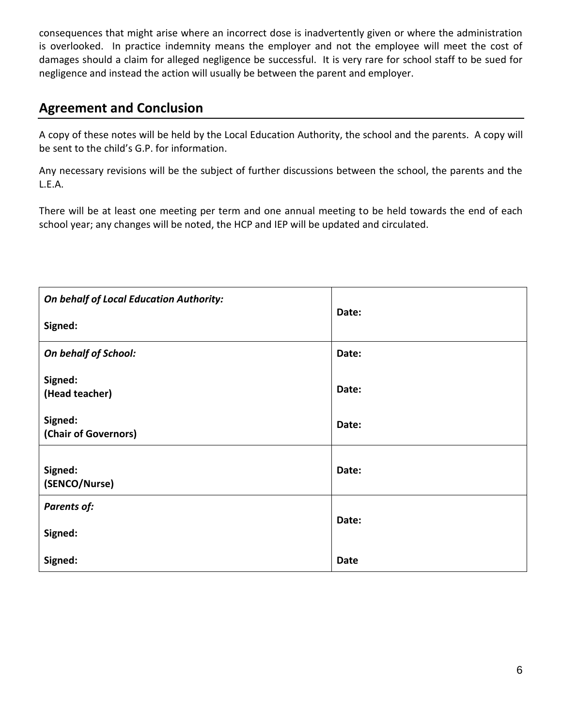consequences that might arise where an incorrect dose is inadvertently given or where the administration is overlooked. In practice indemnity means the employer and not the employee will meet the cost of damages should a claim for alleged negligence be successful. It is very rare for school staff to be sued for negligence and instead the action will usually be between the parent and employer.

## Agreement and Conclusion

A copy of these notes will be held by the Local Education Authority, the school and the parents. A copy will be sent to the child's G.P. for information.

Any necessary revisions will be the subject of further discussions between the school, the parents and the L.E.A.

There will be at least one meeting per term and one annual meeting to be held towards the end of each school year; any changes will be noted, the HCP and IEP will be updated and circulated.

| | |
|---|---|
| ***On behalf of Local Education Authority:***<br><br>**Signed:** | **Date:** |
| ***On behalf of School:***<br><br>**Signed:**<br>**(Head teacher)**<br><br>**Signed:**<br>**(Chair of Governors)** | **Date:**<br><br>**Date:**<br><br>**Date:** |
| **Signed:**<br>**(SENCO/Nurse)** | **Date:** |
| ***Parents of:***<br><br>**Signed:**<br><br>**Signed:** | **Date:**<br><br>**Date** |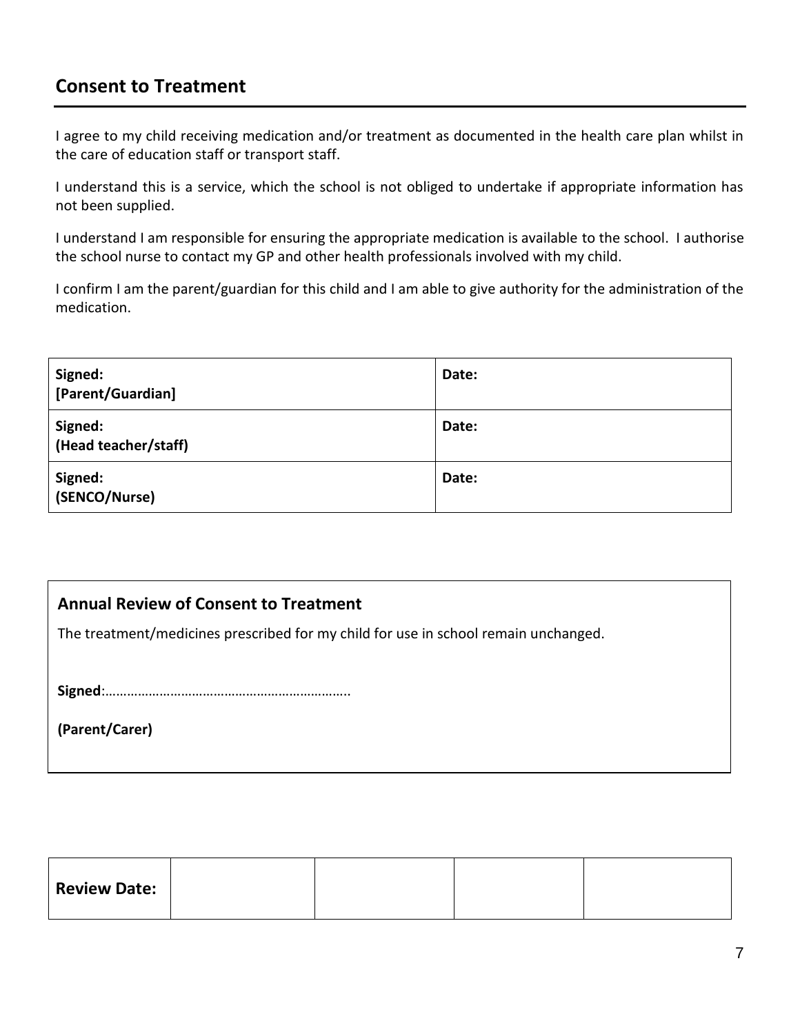## Consent to Treatment

I agree to my child receiving medication and/or treatment as documented in the health care plan whilst in the care of education staff or transport staff.

I understand this is a service, which the school is not obliged to undertake if appropriate information has not been supplied.

I understand I am responsible for ensuring the appropriate medication is available to the school. I authorise the school nurse to contact my GP and other health professionals involved with my child.

I confirm I am the parent/guardian for this child and I am able to give authority for the administration of the medication.

| **Signed: [Parent/Guardian]** | **Date:** |
|---|---|
| **Signed: (Head teacher/staff)** | **Date:** |
| **Signed: (SENCO/Nurse)** | **Date:** |

**Annual Review of Consent to Treatment**

The treatment/medicines prescribed for my child for use in school remain unchanged.

**Signed**:…………………………………………………………..

**(Parent/Carer)**

| **Review Date:** | | | | |
|---|---|---|---|---|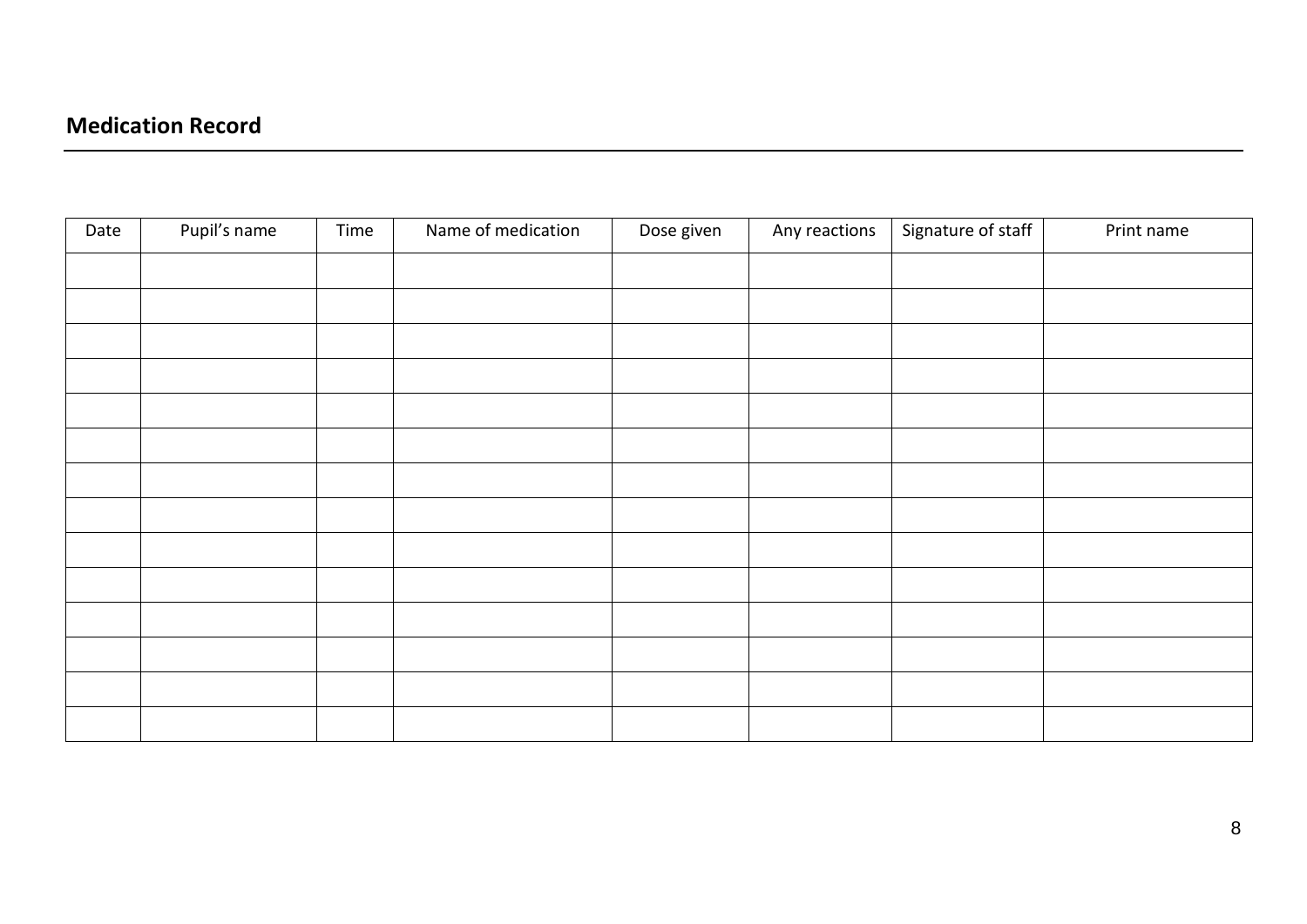## Medication Record

| Date | Pupil's name | Time | Name of medication | Dose given | Any reactions | Signature of staff | Print name |
|---|---|---|---|---|---|---|---|
| | | | | | | | |
| | | | | | | | |
| | | | | | | | |
| | | | | | | | |
| | | | | | | | |
| | | | | | | | |
| | | | | | | | |
| | | | | | | | |
| | | | | | | | |
| | | | | | | | |
| | | | | | | | |
| | | | | | | | |
| | | | | | | | |
| | | | | | | | |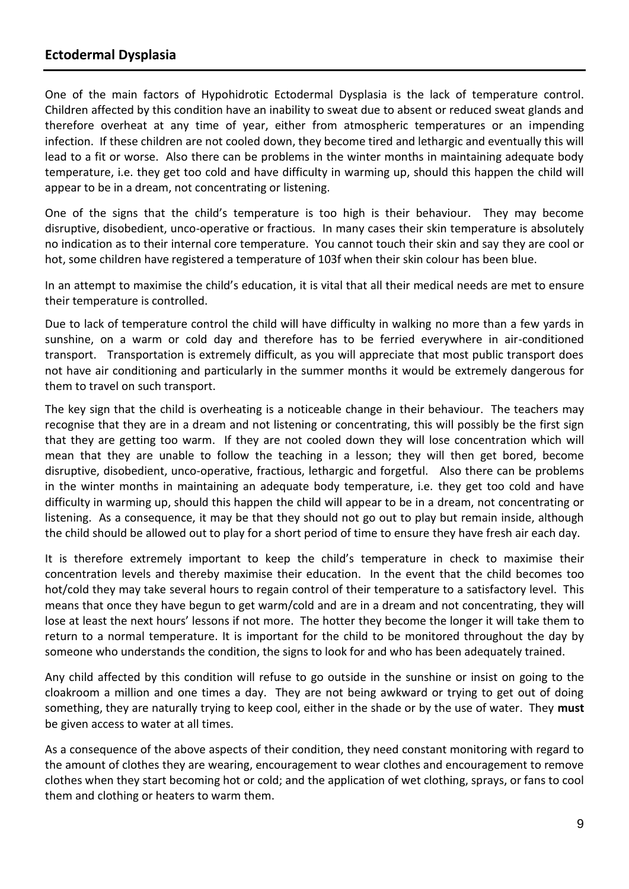## Ectodermal Dysplasia

One of the main factors of Hypohidrotic Ectodermal Dysplasia is the lack of temperature control. Children affected by this condition have an inability to sweat due to absent or reduced sweat glands and therefore overheat at any time of year, either from atmospheric temperatures or an impending infection. If these children are not cooled down, they become tired and lethargic and eventually this will lead to a fit or worse. Also there can be problems in the winter months in maintaining adequate body temperature, i.e. they get too cold and have difficulty in warming up, should this happen the child will appear to be in a dream, not concentrating or listening.

One of the signs that the child's temperature is too high is their behaviour. They may become disruptive, disobedient, unco-operative or fractious. In many cases their skin temperature is absolutely no indication as to their internal core temperature. You cannot touch their skin and say they are cool or hot, some children have registered a temperature of 103f when their skin colour has been blue.

In an attempt to maximise the child's education, it is vital that all their medical needs are met to ensure their temperature is controlled.

Due to lack of temperature control the child will have difficulty in walking no more than a few yards in sunshine, on a warm or cold day and therefore has to be ferried everywhere in air-conditioned transport. Transportation is extremely difficult, as you will appreciate that most public transport does not have air conditioning and particularly in the summer months it would be extremely dangerous for them to travel on such transport.

The key sign that the child is overheating is a noticeable change in their behaviour. The teachers may recognise that they are in a dream and not listening or concentrating, this will possibly be the first sign that they are getting too warm. If they are not cooled down they will lose concentration which will mean that they are unable to follow the teaching in a lesson; they will then get bored, become disruptive, disobedient, unco-operative, fractious, lethargic and forgetful. Also there can be problems in the winter months in maintaining an adequate body temperature, i.e. they get too cold and have difficulty in warming up, should this happen the child will appear to be in a dream, not concentrating or listening. As a consequence, it may be that they should not go out to play but remain inside, although the child should be allowed out to play for a short period of time to ensure they have fresh air each day.

It is therefore extremely important to keep the child's temperature in check to maximise their concentration levels and thereby maximise their education. In the event that the child becomes too hot/cold they may take several hours to regain control of their temperature to a satisfactory level. This means that once they have begun to get warm/cold and are in a dream and not concentrating, they will lose at least the next hours' lessons if not more. The hotter they become the longer it will take them to return to a normal temperature. It is important for the child to be monitored throughout the day by someone who understands the condition, the signs to look for and who has been adequately trained.

Any child affected by this condition will refuse to go outside in the sunshine or insist on going to the cloakroom a million and one times a day. They are not being awkward or trying to get out of doing something, they are naturally trying to keep cool, either in the shade or by the use of water. They **must** be given access to water at all times.

As a consequence of the above aspects of their condition, they need constant monitoring with regard to the amount of clothes they are wearing, encouragement to wear clothes and encouragement to remove clothes when they start becoming hot or cold; and the application of wet clothing, sprays, or fans to cool them and clothing or heaters to warm them.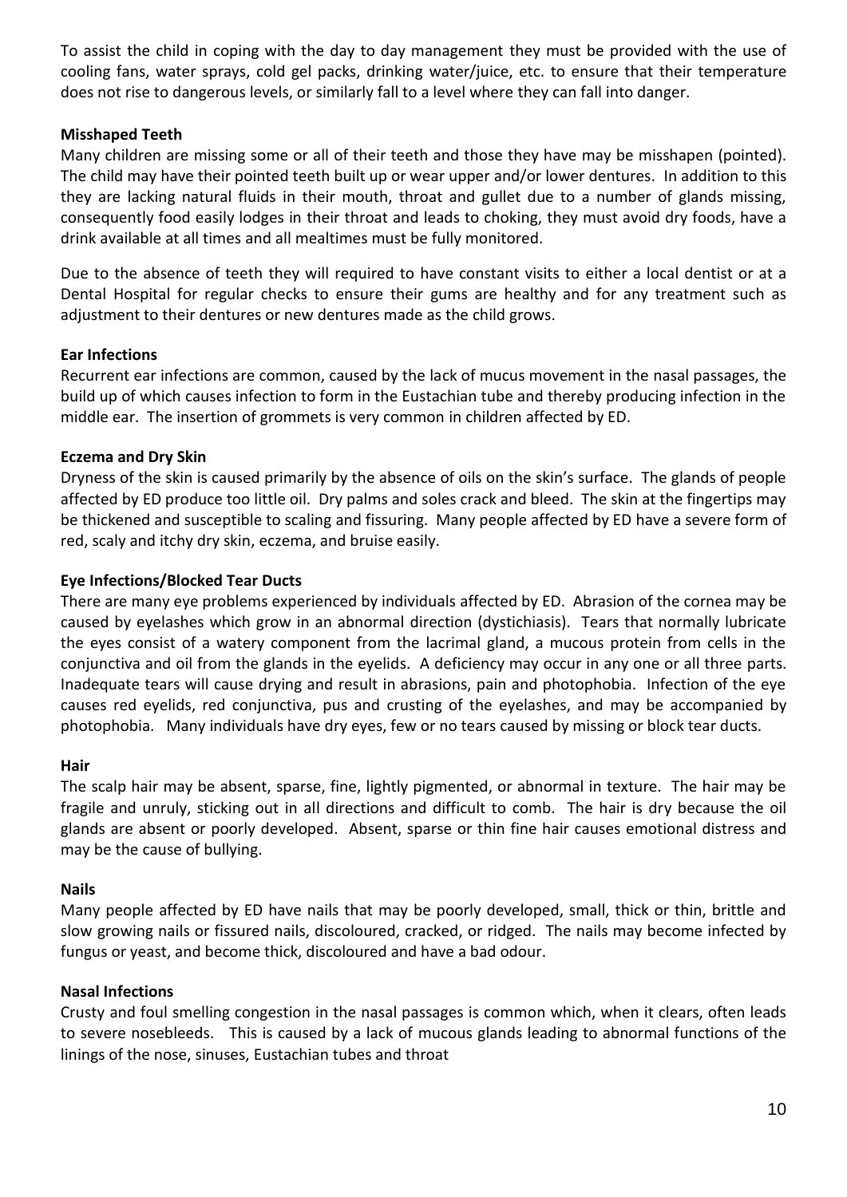To assist the child in coping with the day to day management they must be provided with the use of cooling fans, water sprays, cold gel packs, drinking water/juice, etc. to ensure that their temperature does not rise to dangerous levels, or similarly fall to a level where they can fall into danger.

**Misshaped Teeth**

Many children are missing some or all of their teeth and those they have may be misshapen (pointed). The child may have their pointed teeth built up or wear upper and/or lower dentures. In addition to this they are lacking natural fluids in their mouth, throat and gullet due to a number of glands missing, consequently food easily lodges in their throat and leads to choking, they must avoid dry foods, have a drink available at all times and all mealtimes must be fully monitored.

Due to the absence of teeth they will required to have constant visits to either a local dentist or at a Dental Hospital for regular checks to ensure their gums are healthy and for any treatment such as adjustment to their dentures or new dentures made as the child grows.

**Ear Infections**

Recurrent ear infections are common, caused by the lack of mucus movement in the nasal passages, the build up of which causes infection to form in the Eustachian tube and thereby producing infection in the middle ear. The insertion of grommets is very common in children affected by ED.

**Eczema and Dry Skin**

Dryness of the skin is caused primarily by the absence of oils on the skin's surface. The glands of people affected by ED produce too little oil. Dry palms and soles crack and bleed. The skin at the fingertips may be thickened and susceptible to scaling and fissuring. Many people affected by ED have a severe form of red, scaly and itchy dry skin, eczema, and bruise easily.

**Eye Infections/Blocked Tear Ducts**

There are many eye problems experienced by individuals affected by ED. Abrasion of the cornea may be caused by eyelashes which grow in an abnormal direction (dystichiasis). Tears that normally lubricate the eyes consist of a watery component from the lacrimal gland, a mucous protein from cells in the conjunctiva and oil from the glands in the eyelids. A deficiency may occur in any one or all three parts. Inadequate tears will cause drying and result in abrasions, pain and photophobia. Infection of the eye causes red eyelids, red conjunctiva, pus and crusting of the eyelashes, and may be accompanied by photophobia. Many individuals have dry eyes, few or no tears caused by missing or block tear ducts.

**Hair**

The scalp hair may be absent, sparse, fine, lightly pigmented, or abnormal in texture. The hair may be fragile and unruly, sticking out in all directions and difficult to comb. The hair is dry because the oil glands are absent or poorly developed. Absent, sparse or thin fine hair causes emotional distress and may be the cause of bullying.

**Nails**

Many people affected by ED have nails that may be poorly developed, small, thick or thin, brittle and slow growing nails or fissured nails, discoloured, cracked, or ridged. The nails may become infected by fungus or yeast, and become thick, discoloured and have a bad odour.

**Nasal Infections**

Crusty and foul smelling congestion in the nasal passages is common which, when it clears, often leads to severe nosebleeds. This is caused by a lack of mucous glands leading to abnormal functions of the linings of the nose, sinuses, Eustachian tubes and throat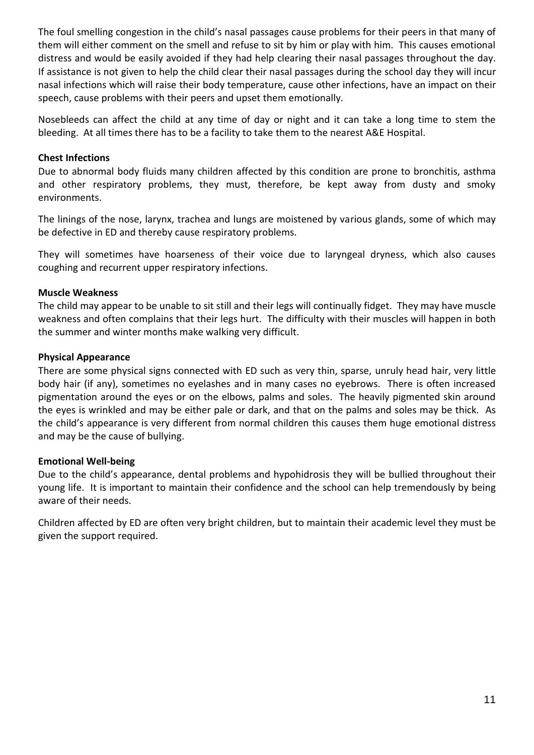The foul smelling congestion in the child's nasal passages cause problems for their peers in that many of them will either comment on the smell and refuse to sit by him or play with him. This causes emotional distress and would be easily avoided if they had help clearing their nasal passages throughout the day. If assistance is not given to help the child clear their nasal passages during the school day they will incur nasal infections which will raise their body temperature, cause other infections, have an impact on their speech, cause problems with their peers and upset them emotionally.

Nosebleeds can affect the child at any time of day or night and it can take a long time to stem the bleeding. At all times there has to be a facility to take them to the nearest A&E Hospital.

**Chest Infections**

Due to abnormal body fluids many children affected by this condition are prone to bronchitis, asthma and other respiratory problems, they must, therefore, be kept away from dusty and smoky environments.

The linings of the nose, larynx, trachea and lungs are moistened by various glands, some of which may be defective in ED and thereby cause respiratory problems.

They will sometimes have hoarseness of their voice due to laryngeal dryness, which also causes coughing and recurrent upper respiratory infections.

**Muscle Weakness**

The child may appear to be unable to sit still and their legs will continually fidget. They may have muscle weakness and often complains that their legs hurt. The difficulty with their muscles will happen in both the summer and winter months make walking very difficult.

**Physical Appearance**

There are some physical signs connected with ED such as very thin, sparse, unruly head hair, very little body hair (if any), sometimes no eyelashes and in many cases no eyebrows. There is often increased pigmentation around the eyes or on the elbows, palms and soles. The heavily pigmented skin around the eyes is wrinkled and may be either pale or dark, and that on the palms and soles may be thick. As the child's appearance is very different from normal children this causes them huge emotional distress and may be the cause of bullying.

**Emotional Well-being**

Due to the child's appearance, dental problems and hypohidrosis they will be bullied throughout their young life. It is important to maintain their confidence and the school can help tremendously by being aware of their needs.

Children affected by ED are often very bright children, but to maintain their academic level they must be given the support required.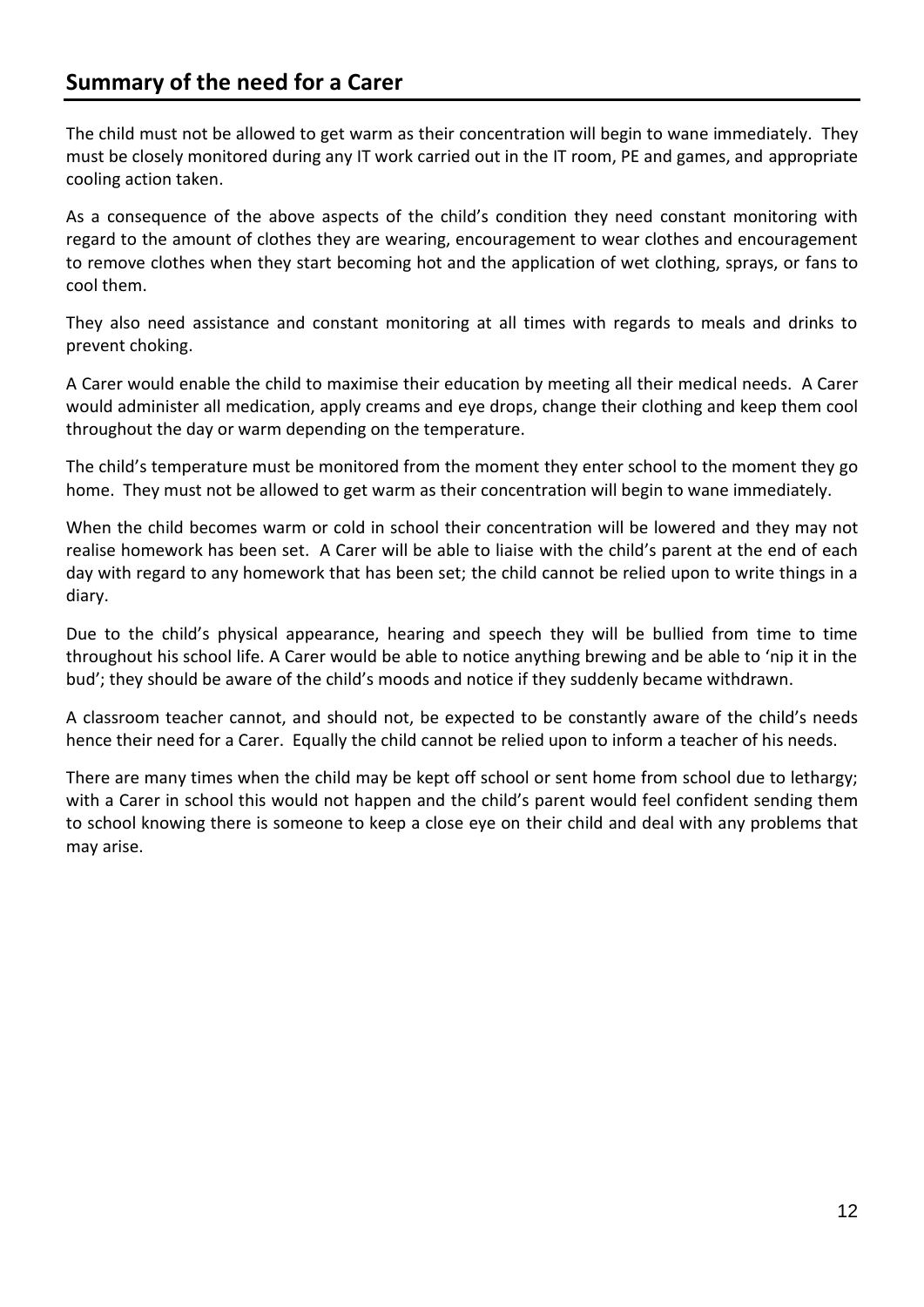## Summary of the need for a Carer

The child must not be allowed to get warm as their concentration will begin to wane immediately. They must be closely monitored during any IT work carried out in the IT room, PE and games, and appropriate cooling action taken.

As a consequence of the above aspects of the child's condition they need constant monitoring with regard to the amount of clothes they are wearing, encouragement to wear clothes and encouragement to remove clothes when they start becoming hot and the application of wet clothing, sprays, or fans to cool them.

They also need assistance and constant monitoring at all times with regards to meals and drinks to prevent choking.

A Carer would enable the child to maximise their education by meeting all their medical needs. A Carer would administer all medication, apply creams and eye drops, change their clothing and keep them cool throughout the day or warm depending on the temperature.

The child's temperature must be monitored from the moment they enter school to the moment they go home. They must not be allowed to get warm as their concentration will begin to wane immediately.

When the child becomes warm or cold in school their concentration will be lowered and they may not realise homework has been set. A Carer will be able to liaise with the child's parent at the end of each day with regard to any homework that has been set; the child cannot be relied upon to write things in a diary.

Due to the child's physical appearance, hearing and speech they will be bullied from time to time throughout his school life. A Carer would be able to notice anything brewing and be able to 'nip it in the bud'; they should be aware of the child's moods and notice if they suddenly became withdrawn.

A classroom teacher cannot, and should not, be expected to be constantly aware of the child's needs hence their need for a Carer. Equally the child cannot be relied upon to inform a teacher of his needs.

There are many times when the child may be kept off school or sent home from school due to lethargy; with a Carer in school this would not happen and the child's parent would feel confident sending them to school knowing there is someone to keep a close eye on their child and deal with any problems that may arise.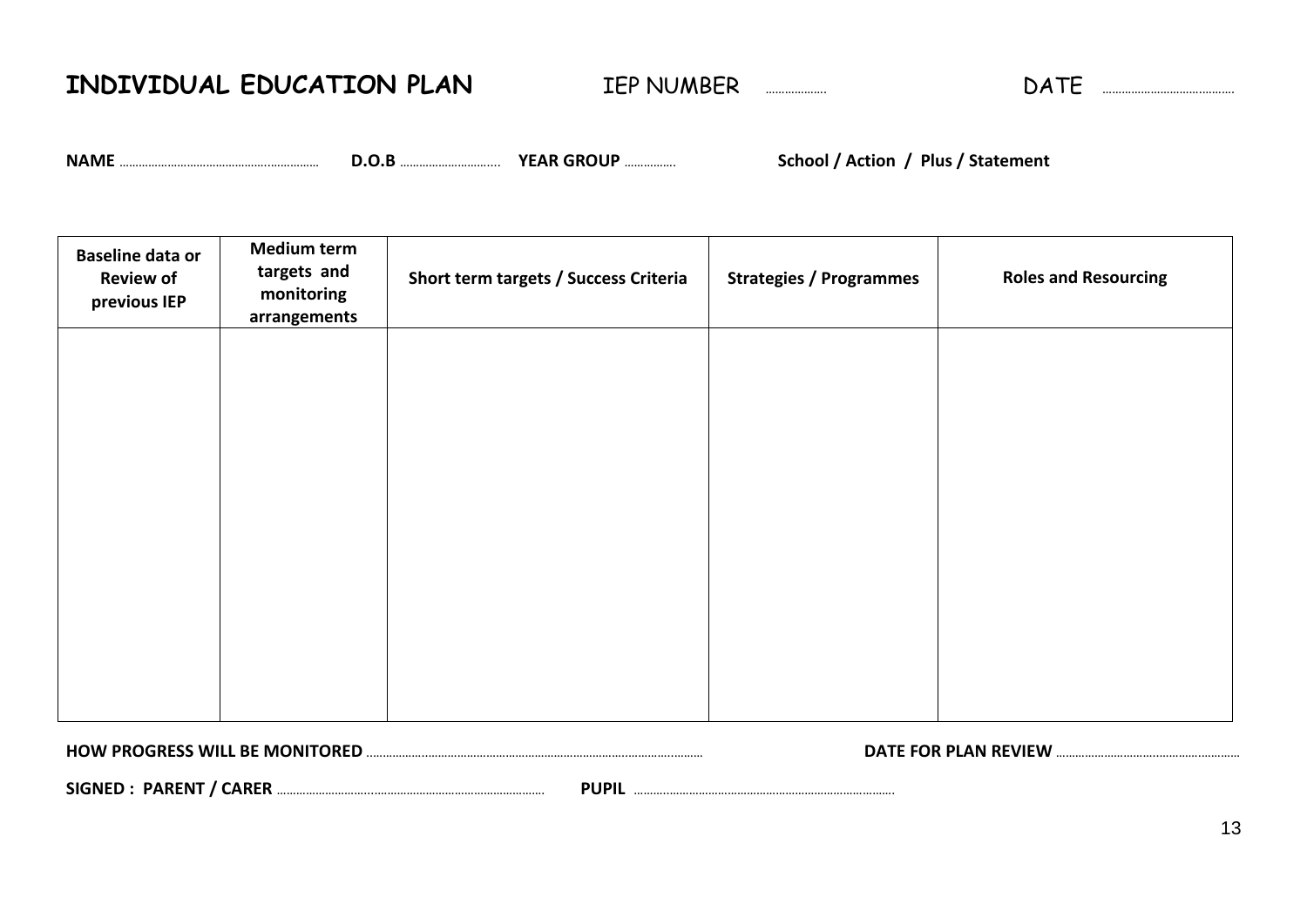# INDIVIDUAL EDUCATION PLAN

IEP NUMBER .................. DATE ........................................

**NAME** ............................................................... **D.O.B** .............................. **YEAR GROUP** ................ **School / Action / Plus / Statement**

| Baseline data or Review of previous IEP | Medium term targets and monitoring arrangements | Short term targets / Success Criteria | Strategies / Programmes | Roles and Resourcing |
|---|---|---|---|---|
| | | | | |

**HOW PROGRESS WILL BE MONITORED** ........................................................................................................ **DATE FOR PLAN REVIEW** .........................................................

**SIGNED : PARENT / CARER** ................................................................................... **PUPIL** ..................................................................................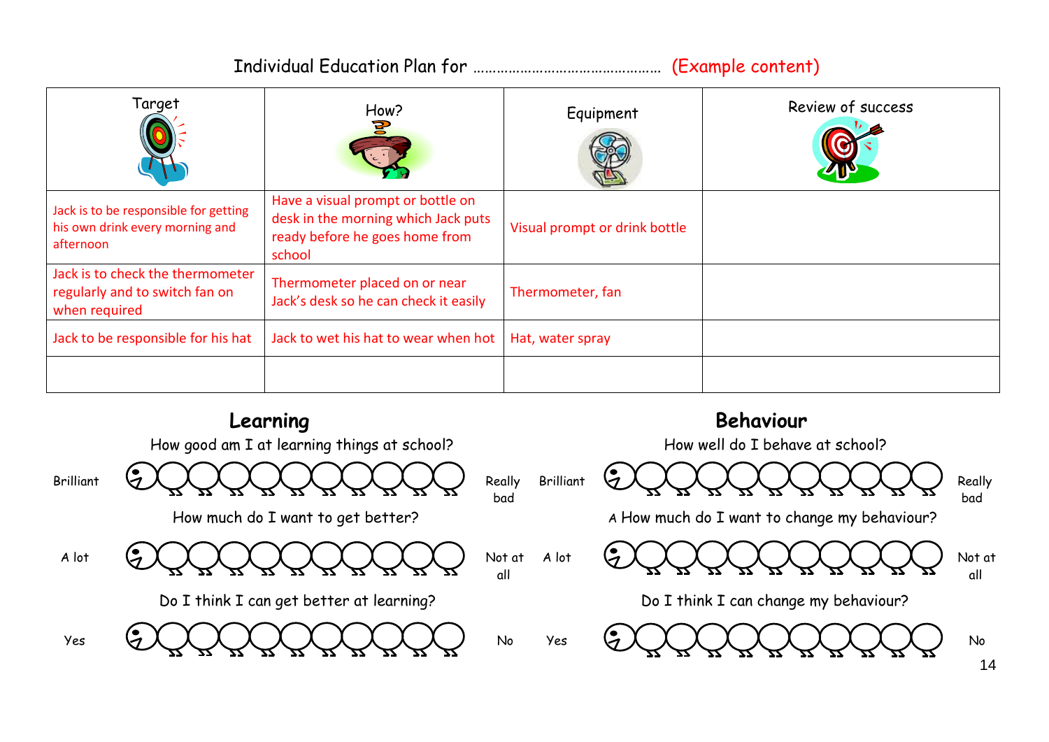Individual Education Plan for ……………………………………… (Example content)

| Target | How? | Equipment | Review of success |
|---|---|---|---|
| Jack is to be responsible for getting his own drink every morning and afternoon | Have a visual prompt or bottle on desk in the morning which Jack puts ready before he goes home from school | Visual prompt or drink bottle | |
| Jack is to check the thermometer regularly and to switch fan on when required | Thermometer placed on or near Jack's desk so he can check it easily | Thermometer, fan | |
| Jack to be responsible for his hat | Jack to wet his hat to wear when hot | Hat, water spray | |
| | | | |

## Learning

How good am I at learning things at school?

Brilliant ○○○○○○○○○○ Really bad

How much do I want to get better?

A lot ○○○○○○○○○○ Not at all

Do I think I can get better at learning?

Yes ○○○○○○○○○○ No

## Behaviour

How well do I behave at school?

Brilliant ○○○○○○○○○○ Really bad

A How much do I want to change my behaviour?

A lot ○○○○○○○○○○ Not at all

Do I think I can change my behaviour?

Yes ○○○○○○○○○○ No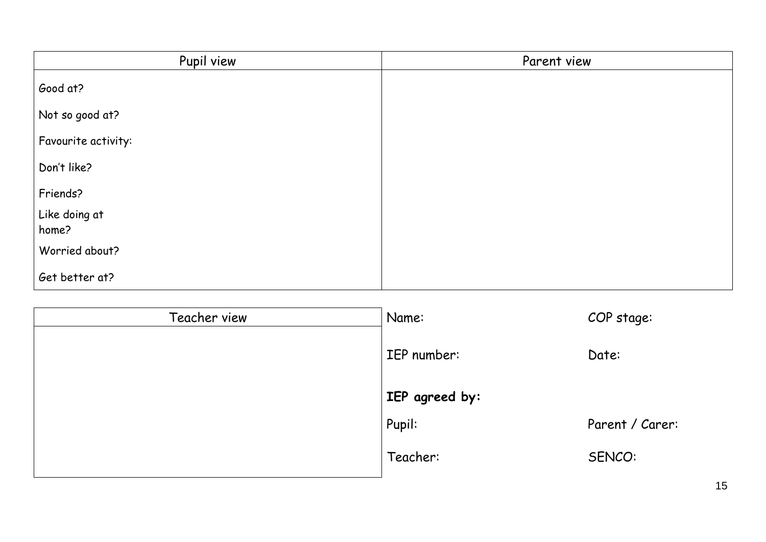| Pupil view | Parent view |
|---|---|
| Good at?<br><br>Not so good at?<br><br>Favourite activity:<br><br>Don't like?<br><br>Friends?<br><br>Like doing at home?<br><br>Worried about?<br><br>Get better at? | |

| Teacher view |
|---|
| |

Name:

COP stage:

IEP number:

Date:

**IEP agreed by:**

Pupil:

Parent / Carer:

Teacher:

SENCO: